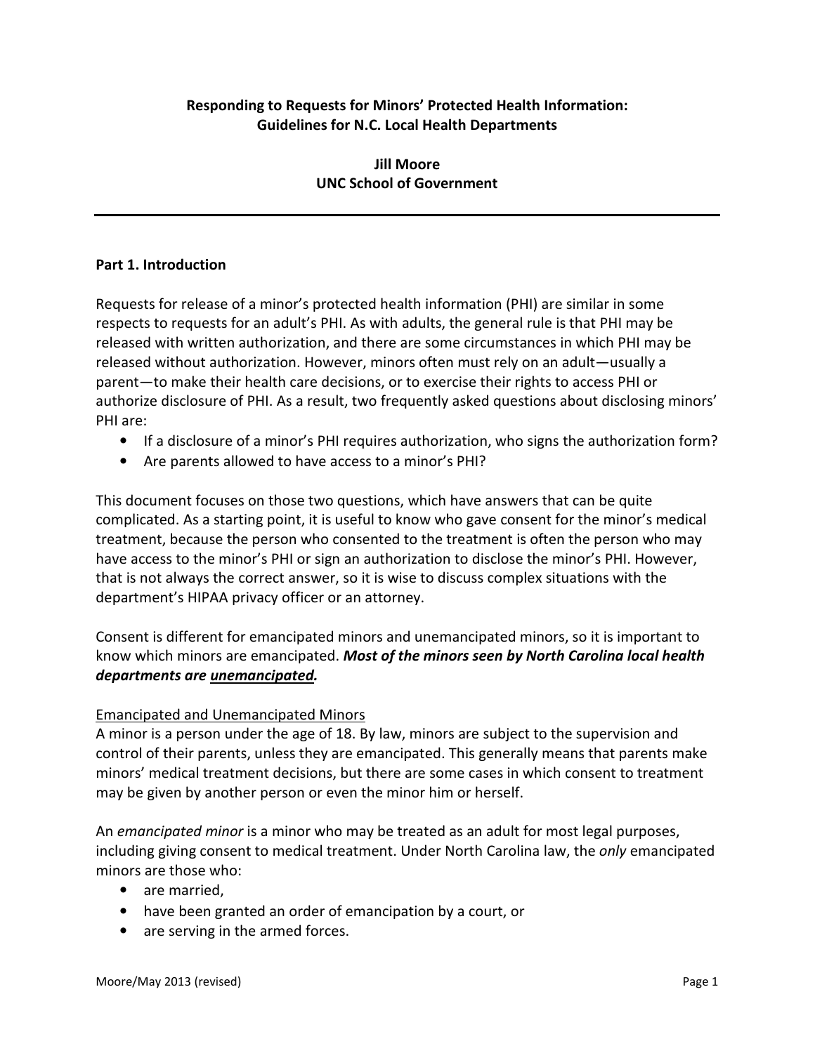# Responding to Requests for Minors' Protected Health Information: Guidelines for N.C. Local Health Departments

**Jill Moore**
**UNC School of Government**

---

## Part 1. Introduction

Requests for release of a minor's protected health information (PHI) are similar in some respects to requests for an adult's PHI. As with adults, the general rule is that PHI may be released with written authorization, and there are some circumstances in which PHI may be released without authorization. However, minors often must rely on an adult—usually a parent—to make their health care decisions, or to exercise their rights to access PHI or authorize disclosure of PHI. As a result, two frequently asked questions about disclosing minors' PHI are:

- If a disclosure of a minor's PHI requires authorization, who signs the authorization form?
- Are parents allowed to have access to a minor's PHI?

This document focuses on those two questions, which have answers that can be quite complicated. As a starting point, it is useful to know who gave consent for the minor's medical treatment, because the person who consented to the treatment is often the person who may have access to the minor's PHI or sign an authorization to disclose the minor's PHI. However, that is not always the correct answer, so it is wise to discuss complex situations with the department's HIPAA privacy officer or an attorney.

Consent is different for emancipated minors and unemancipated minors, so it is important to know which minors are emancipated. ***Most of the minors seen by North Carolina local health departments are <u>unemancipated</u>.***

<u>Emancipated and Unemancipated Minors</u>

A minor is a person under the age of 18. By law, minors are subject to the supervision and control of their parents, unless they are emancipated. This generally means that parents make minors' medical treatment decisions, but there are some cases in which consent to treatment may be given by another person or even the minor him or herself.

An *emancipated minor* is a minor who may be treated as an adult for most legal purposes, including giving consent to medical treatment. Under North Carolina law, the *only* emancipated minors are those who:

- are married,
- have been granted an order of emancipation by a court, or
- are serving in the armed forces.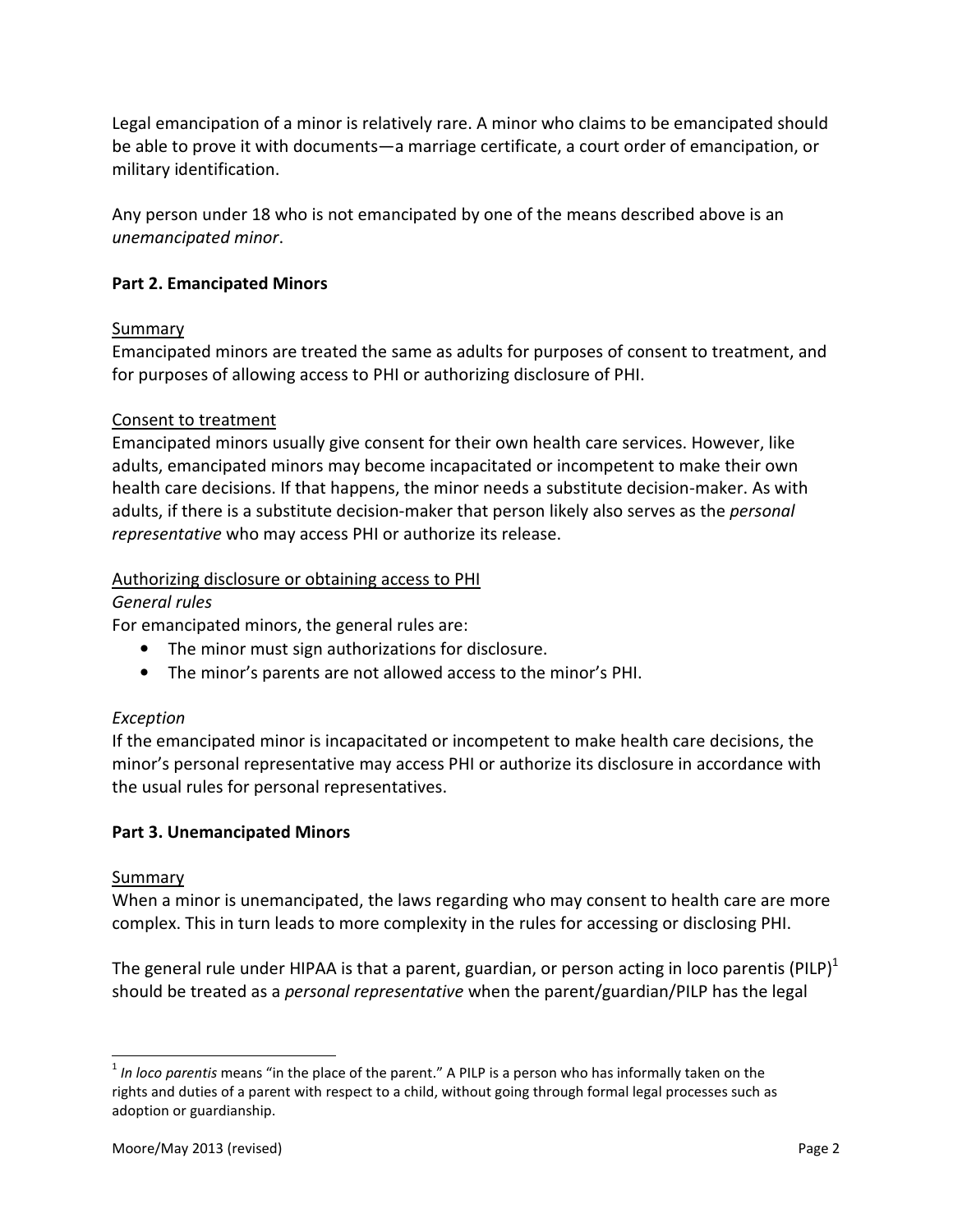Legal emancipation of a minor is relatively rare. A minor who claims to be emancipated should be able to prove it with documents—a marriage certificate, a court order of emancipation, or military identification.

Any person under 18 who is not emancipated by one of the means described above is an *unemancipated minor*.

**Part 2. Emancipated Minors**

Summary

Emancipated minors are treated the same as adults for purposes of consent to treatment, and for purposes of allowing access to PHI or authorizing disclosure of PHI.

Consent to treatment

Emancipated minors usually give consent for their own health care services. However, like adults, emancipated minors may become incapacitated or incompetent to make their own health care decisions. If that happens, the minor needs a substitute decision-maker. As with adults, if there is a substitute decision-maker that person likely also serves as the *personal representative* who may access PHI or authorize its release.

Authorizing disclosure or obtaining access to PHI

*General rules*

For emancipated minors, the general rules are:

- The minor must sign authorizations for disclosure.
- The minor's parents are not allowed access to the minor's PHI.

*Exception*

If the emancipated minor is incapacitated or incompetent to make health care decisions, the minor's personal representative may access PHI or authorize its disclosure in accordance with the usual rules for personal representatives.

**Part 3. Unemancipated Minors**

Summary

When a minor is unemancipated, the laws regarding who may consent to health care are more complex. This in turn leads to more complexity in the rules for accessing or disclosing PHI.

The general rule under HIPAA is that a parent, guardian, or person acting in loco parentis (PILP)[1] should be treated as a *personal representative* when the parent/guardian/PILP has the legal

[1] *In loco parentis* means "in the place of the parent." A PILP is a person who has informally taken on the rights and duties of a parent with respect to a child, without going through formal legal processes such as adoption or guardianship.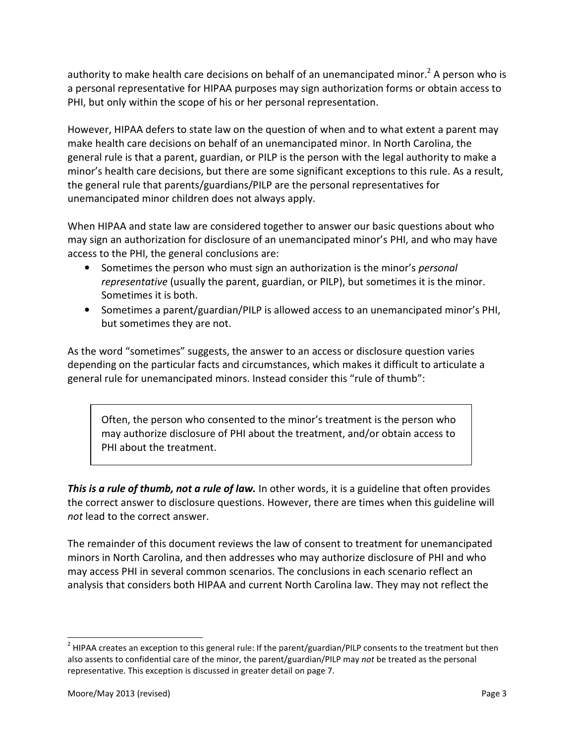authority to make health care decisions on behalf of an unemancipated minor.[2] A person who is a personal representative for HIPAA purposes may sign authorization forms or obtain access to PHI, but only within the scope of his or her personal representation.

However, HIPAA defers to state law on the question of when and to what extent a parent may make health care decisions on behalf of an unemancipated minor. In North Carolina, the general rule is that a parent, guardian, or PILP is the person with the legal authority to make a minor's health care decisions, but there are some significant exceptions to this rule. As a result, the general rule that parents/guardians/PILP are the personal representatives for unemancipated minor children does not always apply.

When HIPAA and state law are considered together to answer our basic questions about who may sign an authorization for disclosure of an unemancipated minor's PHI, and who may have access to the PHI, the general conclusions are:

- Sometimes the person who must sign an authorization is the minor's *personal representative* (usually the parent, guardian, or PILP), but sometimes it is the minor. Sometimes it is both.
- Sometimes a parent/guardian/PILP is allowed access to an unemancipated minor's PHI, but sometimes they are not.

As the word "sometimes" suggests, the answer to an access or disclosure question varies depending on the particular facts and circumstances, which makes it difficult to articulate a general rule for unemancipated minors. Instead consider this "rule of thumb":

> Often, the person who consented to the minor's treatment is the person who may authorize disclosure of PHI about the treatment, and/or obtain access to PHI about the treatment.

***This is a rule of thumb, not a rule of law.*** In other words, it is a guideline that often provides the correct answer to disclosure questions. However, there are times when this guideline will *not* lead to the correct answer.

The remainder of this document reviews the law of consent to treatment for unemancipated minors in North Carolina, and then addresses who may authorize disclosure of PHI and who may access PHI in several common scenarios. The conclusions in each scenario reflect an analysis that considers both HIPAA and current North Carolina law. They may not reflect the

---

[2] HIPAA creates an exception to this general rule: If the parent/guardian/PILP consents to the treatment but then also assents to confidential care of the minor, the parent/guardian/PILP may *not* be treated as the personal representative. This exception is discussed in greater detail on page 7.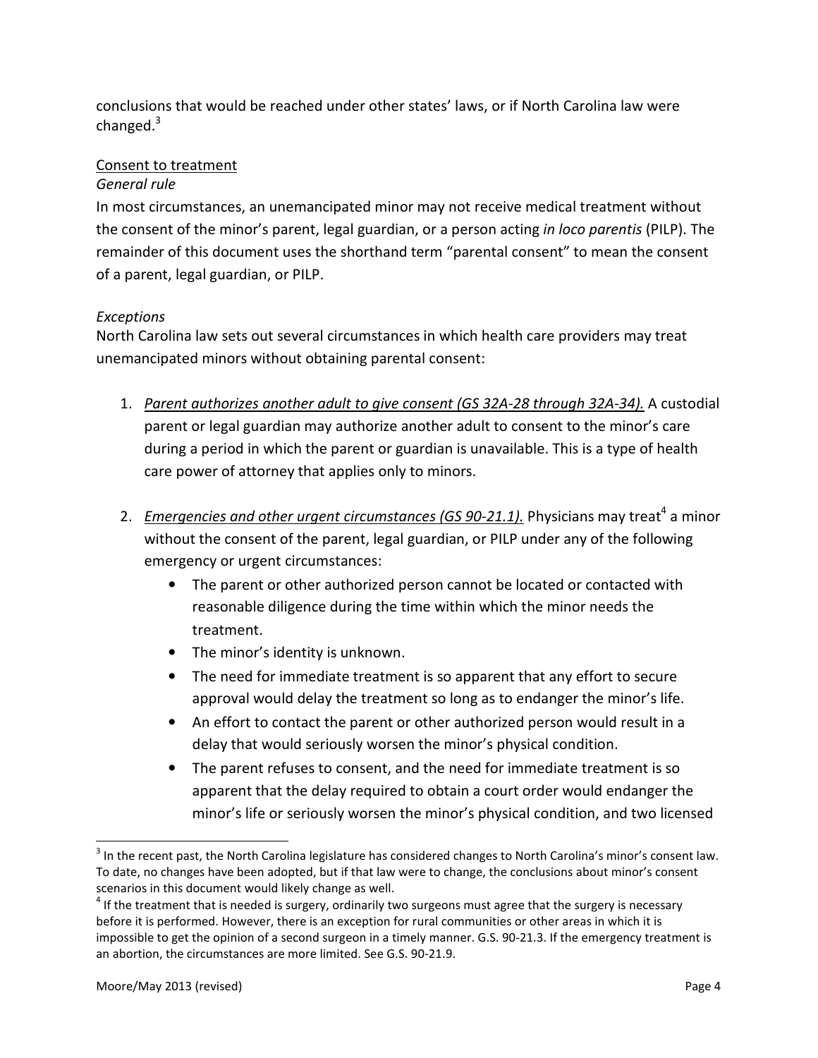conclusions that would be reached under other states' laws, or if North Carolina law were changed.[3]

Consent to treatment

*General rule*

In most circumstances, an unemancipated minor may not receive medical treatment without the consent of the minor's parent, legal guardian, or a person acting *in loco parentis* (PILP). The remainder of this document uses the shorthand term "parental consent" to mean the consent of a parent, legal guardian, or PILP.

*Exceptions*

North Carolina law sets out several circumstances in which health care providers may treat unemancipated minors without obtaining parental consent:

1. *Parent authorizes another adult to give consent (GS 32A-28 through 32A-34).* A custodial parent or legal guardian may authorize another adult to consent to the minor's care during a period in which the parent or guardian is unavailable. This is a type of health care power of attorney that applies only to minors.

2. *Emergencies and other urgent circumstances (GS 90-21.1).* Physicians may treat[4] a minor without the consent of the parent, legal guardian, or PILP under any of the following emergency or urgent circumstances:
   - The parent or other authorized person cannot be located or contacted with reasonable diligence during the time within which the minor needs the treatment.
   - The minor's identity is unknown.
   - The need for immediate treatment is so apparent that any effort to secure approval would delay the treatment so long as to endanger the minor's life.
   - An effort to contact the parent or other authorized person would result in a delay that would seriously worsen the minor's physical condition.
   - The parent refuses to consent, and the need for immediate treatment is so apparent that the delay required to obtain a court order would endanger the minor's life or seriously worsen the minor's physical condition, and two licensed

---

[3] In the recent past, the North Carolina legislature has considered changes to North Carolina's minor's consent law. To date, no changes have been adopted, but if that law were to change, the conclusions about minor's consent scenarios in this document would likely change as well.

[4] If the treatment that is needed is surgery, ordinarily two surgeons must agree that the surgery is necessary before it is performed. However, there is an exception for rural communities or other areas in which it is impossible to get the opinion of a second surgeon in a timely manner. G.S. 90-21.3. If the emergency treatment is an abortion, the circumstances are more limited. See G.S. 90-21.9.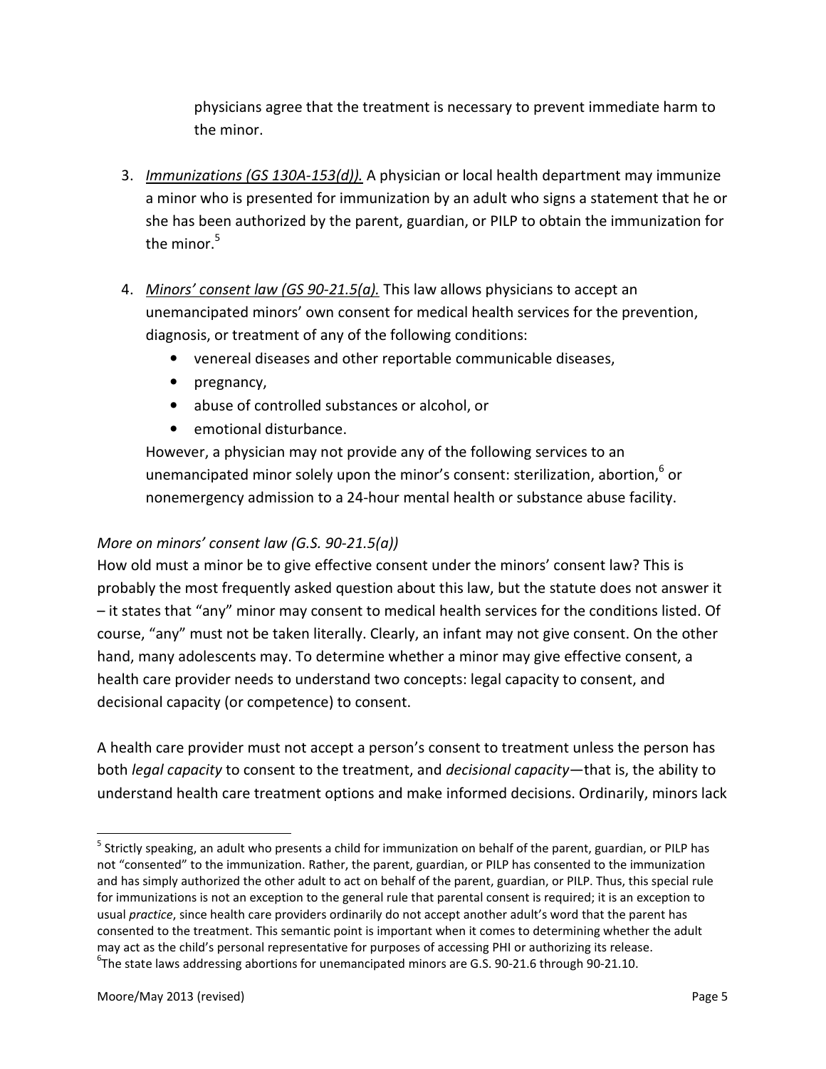physicians agree that the treatment is necessary to prevent immediate harm to the minor.

3. *Immunizations (GS 130A-153(d)).* A physician or local health department may immunize a minor who is presented for immunization by an adult who signs a statement that he or she has been authorized by the parent, guardian, or PILP to obtain the immunization for the minor.[5]

4. *Minors' consent law (GS 90-21.5(a).* This law allows physicians to accept an unemancipated minors' own consent for medical health services for the prevention, diagnosis, or treatment of any of the following conditions:
   - venereal diseases and other reportable communicable diseases,
   - pregnancy,
   - abuse of controlled substances or alcohol, or
   - emotional disturbance.

   However, a physician may not provide any of the following services to an unemancipated minor solely upon the minor's consent: sterilization, abortion,[6] or nonemergency admission to a 24-hour mental health or substance abuse facility.

*More on minors' consent law (G.S. 90-21.5(a))*

How old must a minor be to give effective consent under the minors' consent law? This is probably the most frequently asked question about this law, but the statute does not answer it – it states that "any" minor may consent to medical health services for the conditions listed. Of course, "any" must not be taken literally. Clearly, an infant may not give consent. On the other hand, many adolescents may. To determine whether a minor may give effective consent, a health care provider needs to understand two concepts: legal capacity to consent, and decisional capacity (or competence) to consent.

A health care provider must not accept a person's consent to treatment unless the person has both *legal capacity* to consent to the treatment, and *decisional capacity*—that is, the ability to understand health care treatment options and make informed decisions. Ordinarily, minors lack

---

[5] Strictly speaking, an adult who presents a child for immunization on behalf of the parent, guardian, or PILP has not "consented" to the immunization. Rather, the parent, guardian, or PILP has consented to the immunization and has simply authorized the other adult to act on behalf of the parent, guardian, or PILP. Thus, this special rule for immunizations is not an exception to the general rule that parental consent is required; it is an exception to usual *practice*, since health care providers ordinarily do not accept another adult's word that the parent has consented to the treatment. This semantic point is important when it comes to determining whether the adult may act as the child's personal representative for purposes of accessing PHI or authorizing its release.

[6] The state laws addressing abortions for unemancipated minors are G.S. 90-21.6 through 90-21.10.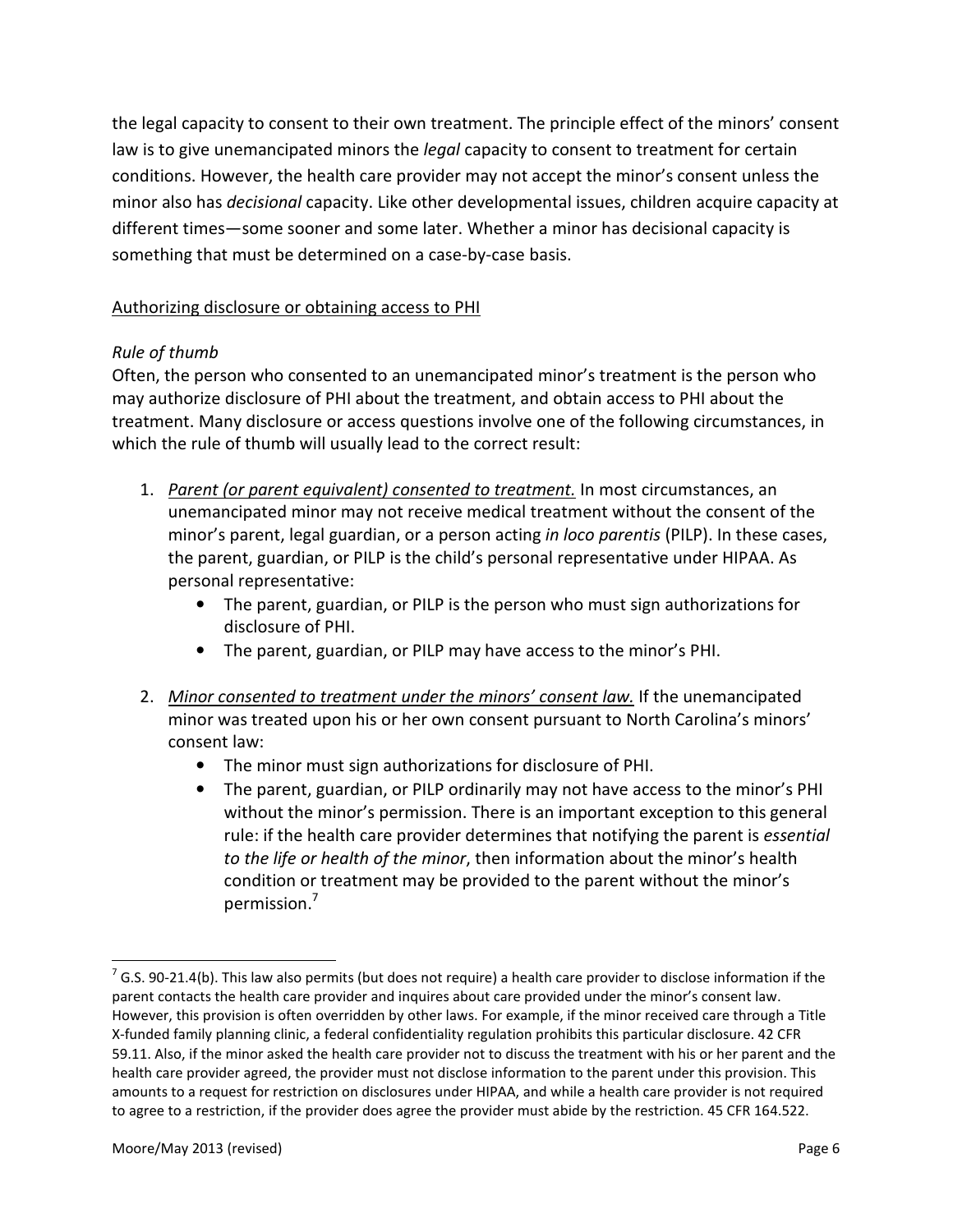the legal capacity to consent to their own treatment. The principle effect of the minors' consent law is to give unemancipated minors the *legal* capacity to consent to treatment for certain conditions. However, the health care provider may not accept the minor's consent unless the minor also has *decisional* capacity. Like other developmental issues, children acquire capacity at different times—some sooner and some later. Whether a minor has decisional capacity is something that must be determined on a case-by-case basis.

<u>Authorizing disclosure or obtaining access to PHI</u>

*Rule of thumb*

Often, the person who consented to an unemancipated minor's treatment is the person who may authorize disclosure of PHI about the treatment, and obtain access to PHI about the treatment. Many disclosure or access questions involve one of the following circumstances, in which the rule of thumb will usually lead to the correct result:

1. <u>*Parent (or parent equivalent) consented to treatment.*</u> In most circumstances, an unemancipated minor may not receive medical treatment without the consent of the minor's parent, legal guardian, or a person acting *in loco parentis* (PILP). In these cases, the parent, guardian, or PILP is the child's personal representative under HIPAA. As personal representative:
    - The parent, guardian, or PILP is the person who must sign authorizations for disclosure of PHI.
    - The parent, guardian, or PILP may have access to the minor's PHI.

2. <u>*Minor consented to treatment under the minors' consent law.*</u> If the unemancipated minor was treated upon his or her own consent pursuant to North Carolina's minors' consent law:
    - The minor must sign authorizations for disclosure of PHI.
    - The parent, guardian, or PILP ordinarily may not have access to the minor's PHI without the minor's permission. There is an important exception to this general rule: if the health care provider determines that notifying the parent is *essential to the life or health of the minor*, then information about the minor's health condition or treatment may be provided to the parent without the minor's permission.[7]

---

[7] G.S. 90-21.4(b). This law also permits (but does not require) a health care provider to disclose information if the parent contacts the health care provider and inquires about care provided under the minor's consent law. However, this provision is often overridden by other laws. For example, if the minor received care through a Title X-funded family planning clinic, a federal confidentiality regulation prohibits this particular disclosure. 42 CFR 59.11. Also, if the minor asked the health care provider not to discuss the treatment with his or her parent and the health care provider agreed, the provider must not disclose information to the parent under this provision. This amounts to a request for restriction on disclosures under HIPAA, and while a health care provider is not required to agree to a restriction, if the provider does agree the provider must abide by the restriction. 45 CFR 164.522.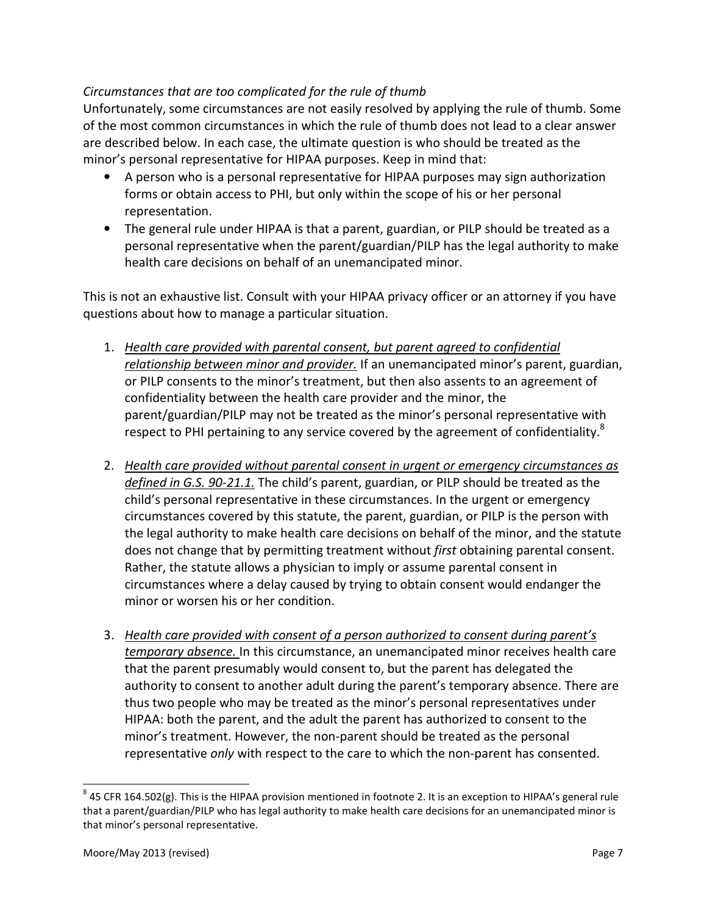*Circumstances that are too complicated for the rule of thumb*

Unfortunately, some circumstances are not easily resolved by applying the rule of thumb. Some of the most common circumstances in which the rule of thumb does not lead to a clear answer are described below. In each case, the ultimate question is who should be treated as the minor's personal representative for HIPAA purposes. Keep in mind that:

- A person who is a personal representative for HIPAA purposes may sign authorization forms or obtain access to PHI, but only within the scope of his or her personal representation.
- The general rule under HIPAA is that a parent, guardian, or PILP should be treated as a personal representative when the parent/guardian/PILP has the legal authority to make health care decisions on behalf of an unemancipated minor.

This is not an exhaustive list. Consult with your HIPAA privacy officer or an attorney if you have questions about how to manage a particular situation.

1. *Health care provided with parental consent, but parent agreed to confidential relationship between minor and provider.* If an unemancipated minor's parent, guardian, or PILP consents to the minor's treatment, but then also assents to an agreement of confidentiality between the health care provider and the minor, the parent/guardian/PILP may not be treated as the minor's personal representative with respect to PHI pertaining to any service covered by the agreement of confidentiality.[8]

2. *Health care provided without parental consent in urgent or emergency circumstances as defined in G.S. 90-21.1.* The child's parent, guardian, or PILP should be treated as the child's personal representative in these circumstances. In the urgent or emergency circumstances covered by this statute, the parent, guardian, or PILP is the person with the legal authority to make health care decisions on behalf of the minor, and the statute does not change that by permitting treatment without *first* obtaining parental consent. Rather, the statute allows a physician to imply or assume parental consent in circumstances where a delay caused by trying to obtain consent would endanger the minor or worsen his or her condition.

3. *Health care provided with consent of a person authorized to consent during parent's temporary absence.* In this circumstance, an unemancipated minor receives health care that the parent presumably would consent to, but the parent has delegated the authority to consent to another adult during the parent's temporary absence. There are thus two people who may be treated as the minor's personal representatives under HIPAA: both the parent, and the adult the parent has authorized to consent to the minor's treatment. However, the non-parent should be treated as the personal representative *only* with respect to the care to which the non-parent has consented.

[8] 45 CFR 164.502(g). This is the HIPAA provision mentioned in footnote 2. It is an exception to HIPAA's general rule that a parent/guardian/PILP who has legal authority to make health care decisions for an unemancipated minor is that minor's personal representative.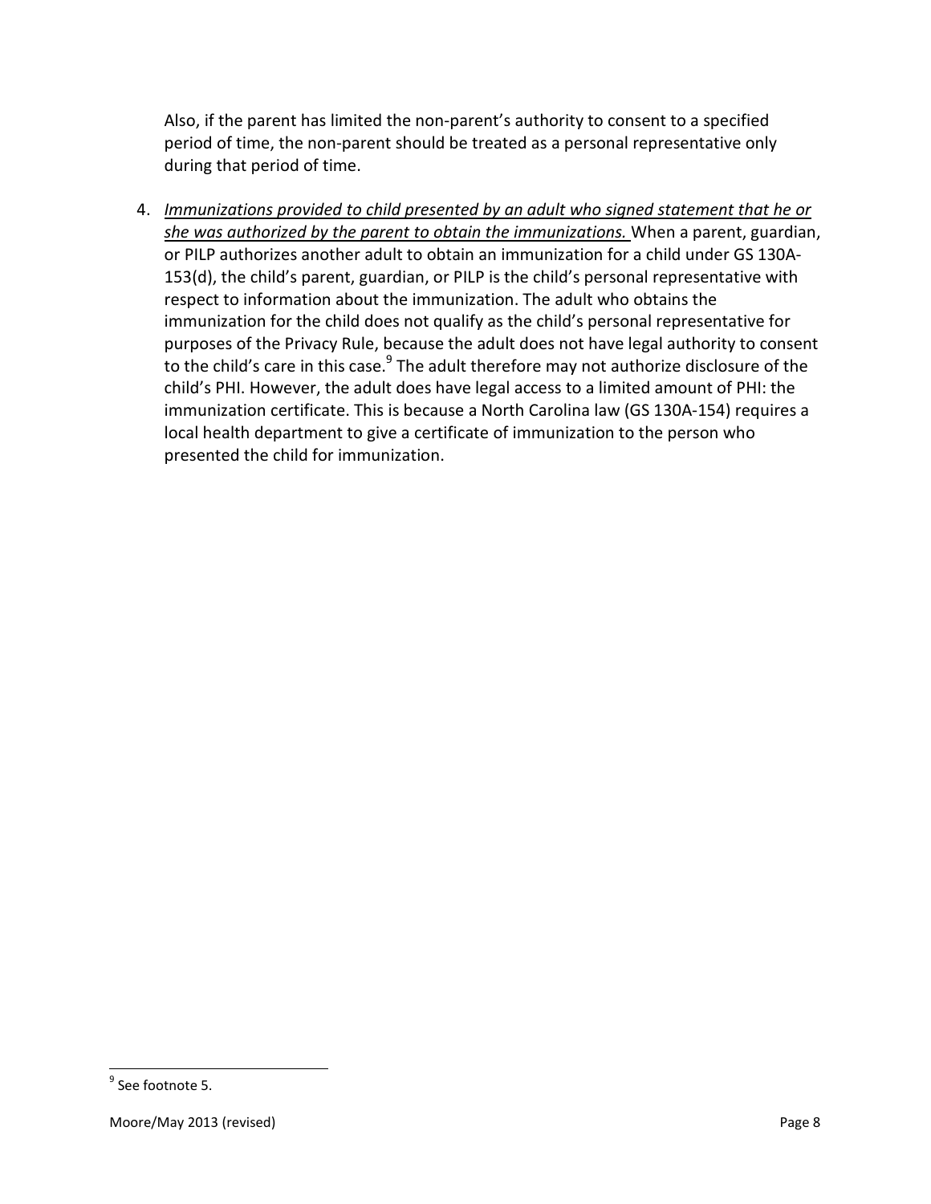Also, if the parent has limited the non-parent's authority to consent to a specified period of time, the non-parent should be treated as a personal representative only during that period of time.

4. *Immunizations provided to child presented by an adult who signed statement that he or she was authorized by the parent to obtain the immunizations.* When a parent, guardian, or PILP authorizes another adult to obtain an immunization for a child under GS 130A-153(d), the child's parent, guardian, or PILP is the child's personal representative with respect to information about the immunization. The adult who obtains the immunization for the child does not qualify as the child's personal representative for purposes of the Privacy Rule, because the adult does not have legal authority to consent to the child's care in this case.[9] The adult therefore may not authorize disclosure of the child's PHI. However, the adult does have legal access to a limited amount of PHI: the immunization certificate. This is because a North Carolina law (GS 130A-154) requires a local health department to give a certificate of immunization to the person who presented the child for immunization.

[9] See footnote 5.